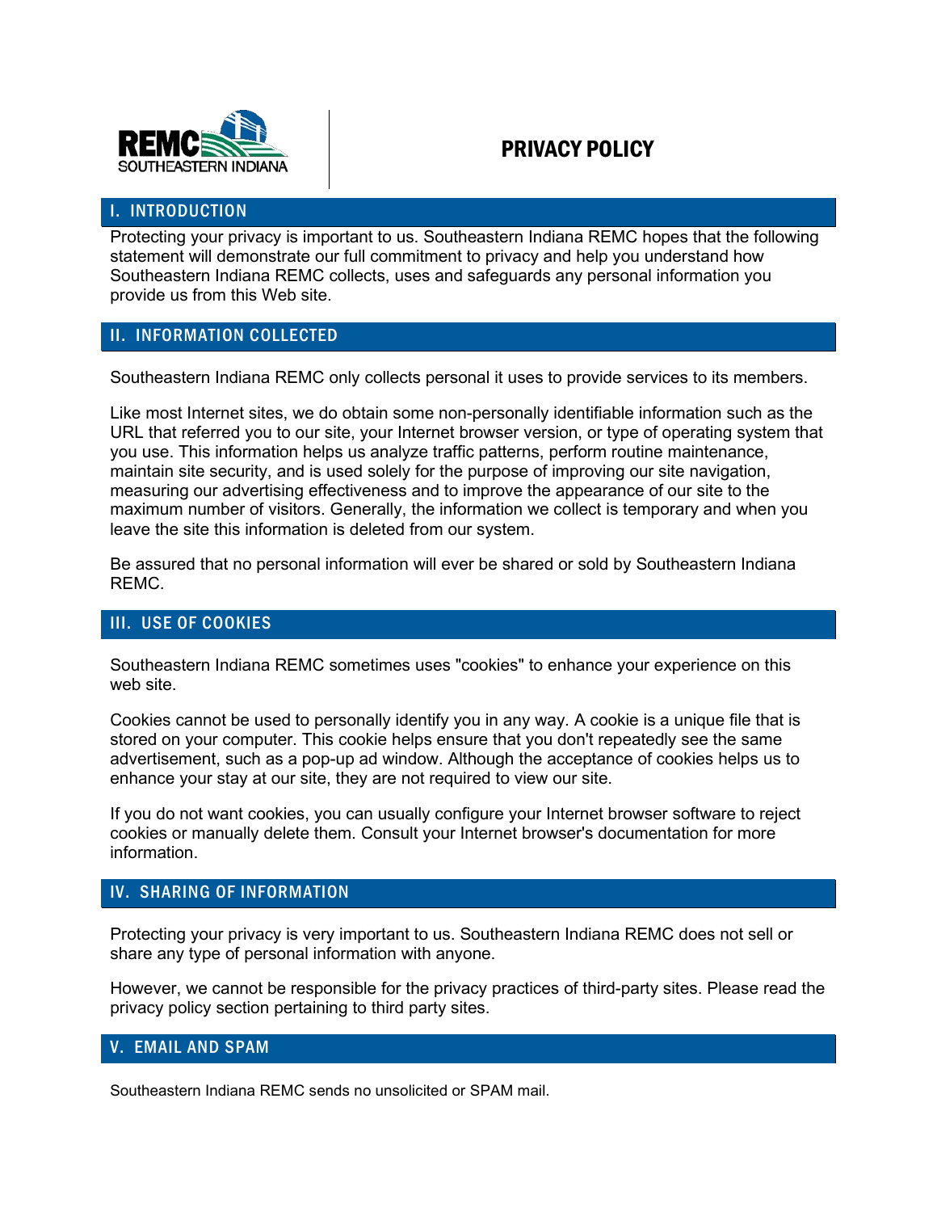REMC SOUTHEASTERN INDIANA

# PRIVACY POLICY

## I. INTRODUCTION

Protecting your privacy is important to us. Southeastern Indiana REMC hopes that the following statement will demonstrate our full commitment to privacy and help you understand how Southeastern Indiana REMC collects, uses and safeguards any personal information you provide us from this Web site.

## II. INFORMATION COLLECTED

Southeastern Indiana REMC only collects personal it uses to provide services to its members.

Like most Internet sites, we do obtain some non-personally identifiable information such as the URL that referred you to our site, your Internet browser version, or type of operating system that you use. This information helps us analyze traffic patterns, perform routine maintenance, maintain site security, and is used solely for the purpose of improving our site navigation, measuring our advertising effectiveness and to improve the appearance of our site to the maximum number of visitors. Generally, the information we collect is temporary and when you leave the site this information is deleted from our system.

Be assured that no personal information will ever be shared or sold by Southeastern Indiana REMC.

## III. USE OF COOKIES

Southeastern Indiana REMC sometimes uses "cookies" to enhance your experience on this web site.

Cookies cannot be used to personally identify you in any way. A cookie is a unique file that is stored on your computer. This cookie helps ensure that you don't repeatedly see the same advertisement, such as a pop-up ad window. Although the acceptance of cookies helps us to enhance your stay at our site, they are not required to view our site.

If you do not want cookies, you can usually configure your Internet browser software to reject cookies or manually delete them. Consult your Internet browser's documentation for more information.

## IV. SHARING OF INFORMATION

Protecting your privacy is very important to us. Southeastern Indiana REMC does not sell or share any type of personal information with anyone.

However, we cannot be responsible for the privacy practices of third-party sites. Please read the privacy policy section pertaining to third party sites.

## V. EMAIL AND SPAM

Southeastern Indiana REMC sends no unsolicited or SPAM mail.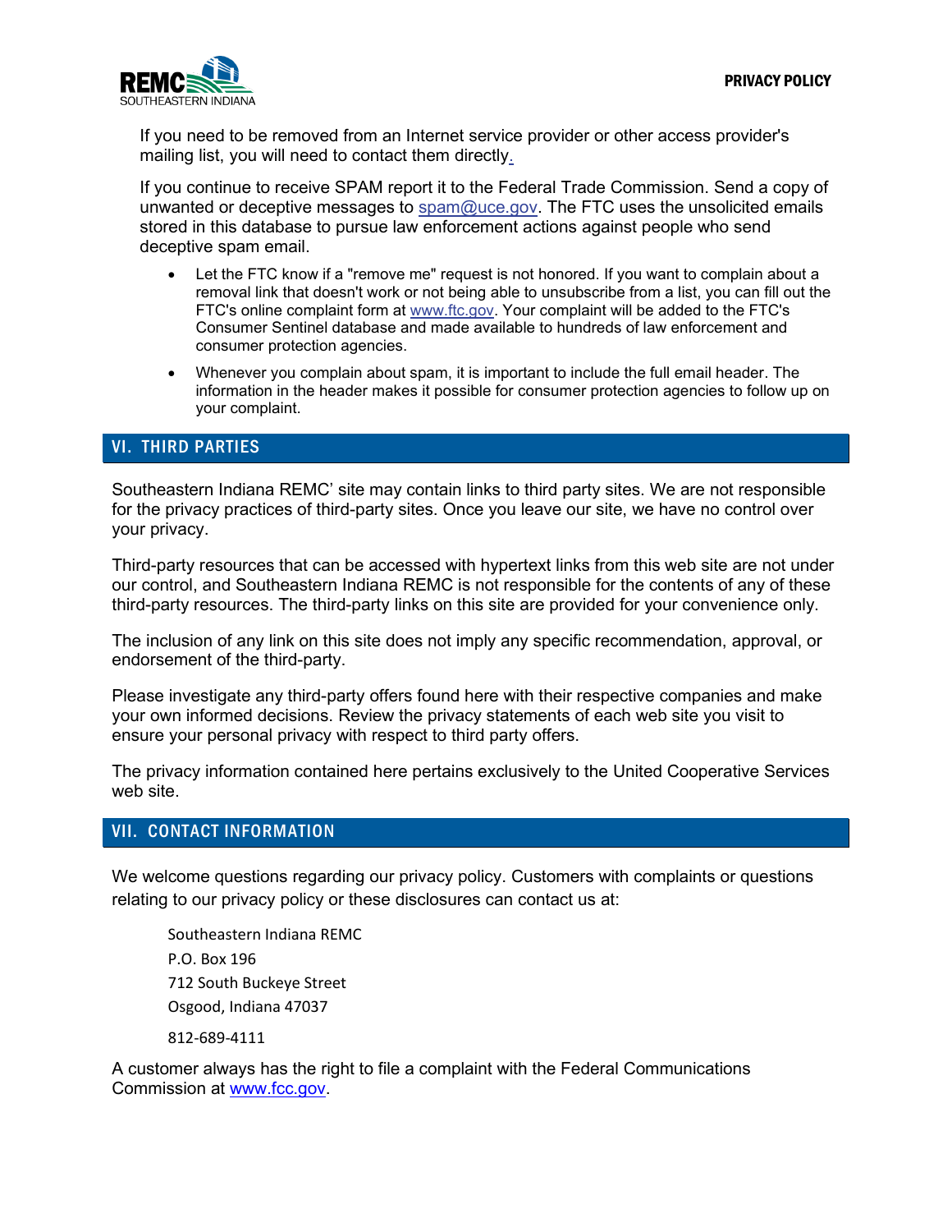If you need to be removed from an Internet service provider or other access provider's mailing list, you will need to contact them directly.

If you continue to receive SPAM report it to the Federal Trade Commission. Send a copy of unwanted or deceptive messages to spam@uce.gov. The FTC uses the unsolicited emails stored in this database to pursue law enforcement actions against people who send deceptive spam email.

- Let the FTC know if a "remove me" request is not honored. If you want to complain about a removal link that doesn't work or not being able to unsubscribe from a list, you can fill out the FTC's online complaint form at www.ftc.gov. Your complaint will be added to the FTC's Consumer Sentinel database and made available to hundreds of law enforcement and consumer protection agencies.
- Whenever you complain about spam, it is important to include the full email header. The information in the header makes it possible for consumer protection agencies to follow up on your complaint.

## VI. THIRD PARTIES

Southeastern Indiana REMC' site may contain links to third party sites. We are not responsible for the privacy practices of third-party sites. Once you leave our site, we have no control over your privacy.

Third-party resources that can be accessed with hypertext links from this web site are not under our control, and Southeastern Indiana REMC is not responsible for the contents of any of these third-party resources. The third-party links on this site are provided for your convenience only.

The inclusion of any link on this site does not imply any specific recommendation, approval, or endorsement of the third-party.

Please investigate any third-party offers found here with their respective companies and make your own informed decisions. Review the privacy statements of each web site you visit to ensure your personal privacy with respect to third party offers.

The privacy information contained here pertains exclusively to the United Cooperative Services web site.

## VII. CONTACT INFORMATION

We welcome questions regarding our privacy policy. Customers with complaints or questions relating to our privacy policy or these disclosures can contact us at:

Southeastern Indiana REMC
P.O. Box 196
712 South Buckeye Street
Osgood, Indiana 47037

812-689-4111

A customer always has the right to file a complaint with the Federal Communications Commission at www.fcc.gov.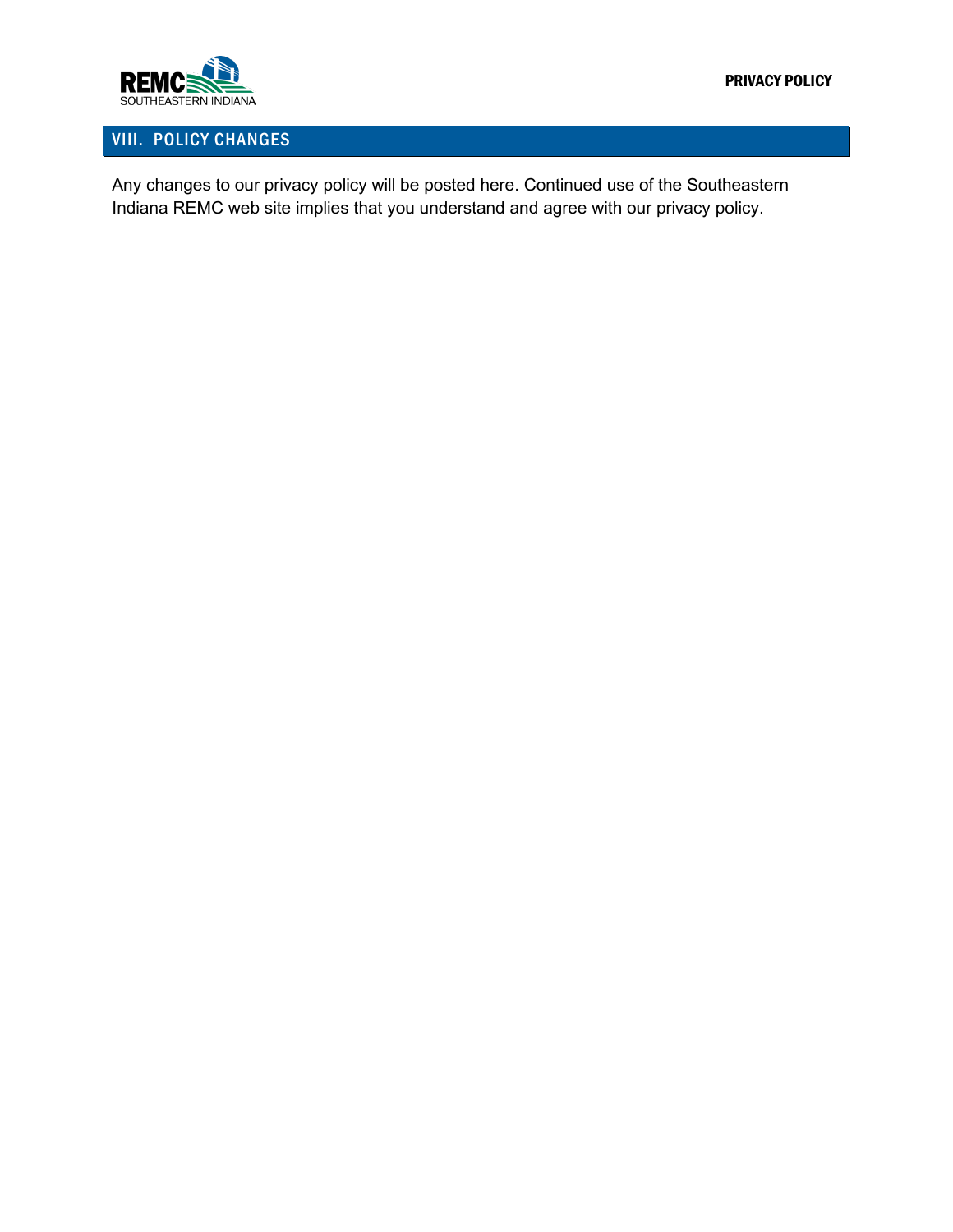## VIII. POLICY CHANGES

Any changes to our privacy policy will be posted here. Continued use of the Southeastern Indiana REMC web site implies that you understand and agree with our privacy policy.